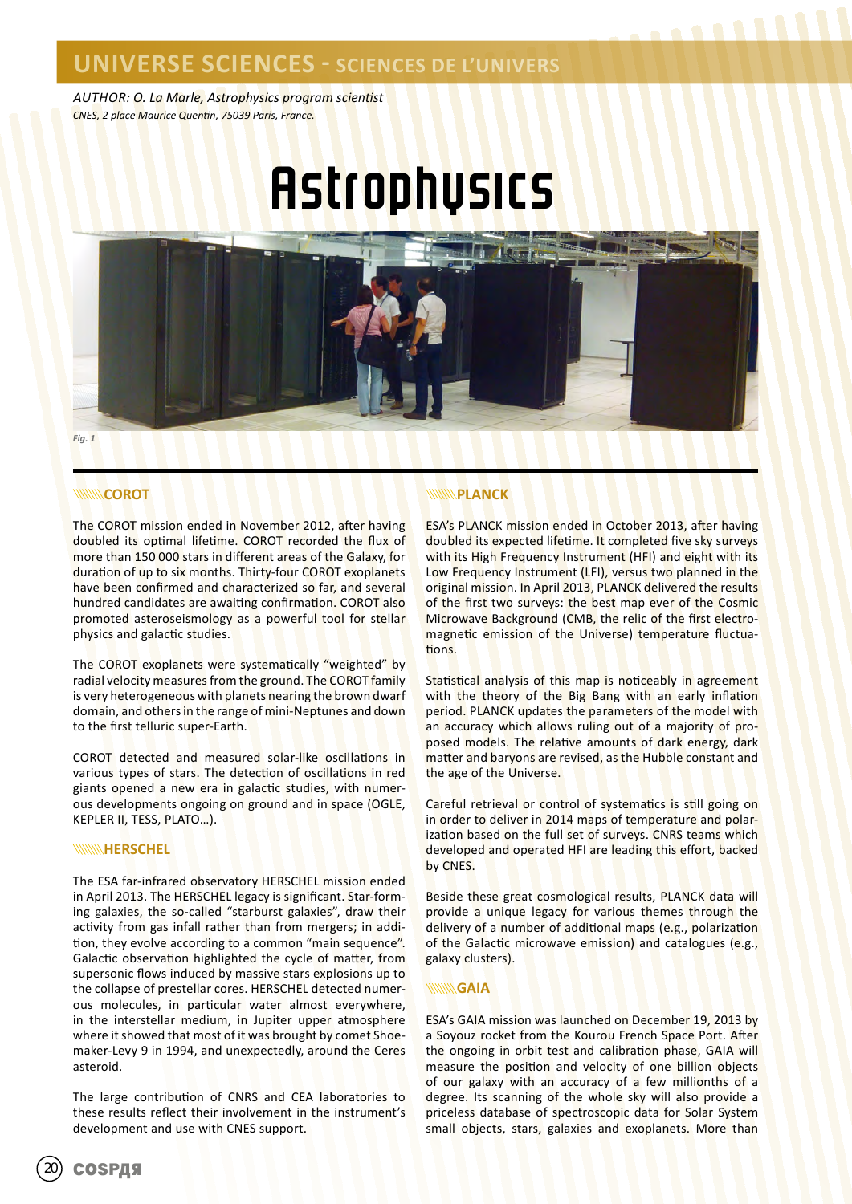# UNIVERSE SCIENCES - SCIENCES DE L'UNIVERS

*AUTHOR: O. La Marle, Astrophysics program scientist*
*CNES, 2 place Maurice Quentin, 75039 Paris, France.*

# Astrophysics

*Fig. 1*

## COROT

The COROT mission ended in November 2012, after having doubled its optimal lifetime. COROT recorded the flux of more than 150 000 stars in different areas of the Galaxy, for duration of up to six months. Thirty-four COROT exoplanets have been confirmed and characterized so far, and several hundred candidates are awaiting confirmation. COROT also promoted asteroseismology as a powerful tool for stellar physics and galactic studies.

The COROT exoplanets were systematically "weighted" by radial velocity measures from the ground. The COROT family is very heterogeneous with planets nearing the brown dwarf domain, and others in the range of mini-Neptunes and down to the first telluric super-Earth.

COROT detected and measured solar-like oscillations in various types of stars. The detection of oscillations in red giants opened a new era in galactic studies, with numerous developments ongoing on ground and in space (OGLE, KEPLER II, TESS, PLATO…).

## HERSCHEL

The ESA far-infrared observatory HERSCHEL mission ended in April 2013. The HERSCHEL legacy is significant. Star-forming galaxies, the so-called "starburst galaxies", draw their activity from gas infall rather than from mergers; in addition, they evolve according to a common "main sequence". Galactic observation highlighted the cycle of matter, from supersonic flows induced by massive stars explosions up to the collapse of prestellar cores. HERSCHEL detected numerous molecules, in particular water almost everywhere, in the interstellar medium, in Jupiter upper atmosphere where it showed that most of it was brought by comet Shoemaker-Levy 9 in 1994, and unexpectedly, around the Ceres asteroid.

The large contribution of CNRS and CEA laboratories to these results reflect their involvement in the instrument's development and use with CNES support.

## PLANCK

ESA's PLANCK mission ended in October 2013, after having doubled its expected lifetime. It completed five sky surveys with its High Frequency Instrument (HFI) and eight with its Low Frequency Instrument (LFI), versus two planned in the original mission. In April 2013, PLANCK delivered the results of the first two surveys: the best map ever of the Cosmic Microwave Background (CMB, the relic of the first electromagnetic emission of the Universe) temperature fluctuations.

Statistical analysis of this map is noticeably in agreement with the theory of the Big Bang with an early inflation period. PLANCK updates the parameters of the model with an accuracy which allows ruling out of a majority of proposed models. The relative amounts of dark energy, dark matter and baryons are revised, as the Hubble constant and the age of the Universe.

Careful retrieval or control of systematics is still going on in order to deliver in 2014 maps of temperature and polarization based on the full set of surveys. CNRS teams which developed and operated HFI are leading this effort, backed by CNES.

Beside these great cosmological results, PLANCK data will provide a unique legacy for various themes through the delivery of a number of additional maps (e.g., polarization of the Galactic microwave emission) and catalogues (e.g., galaxy clusters).

## GAIA

ESA's GAIA mission was launched on December 19, 2013 by a Soyouz rocket from the Kourou French Space Port. After the ongoing in orbit test and calibration phase, GAIA will measure the position and velocity of one billion objects of our galaxy with an accuracy of a few millionths of a degree. Its scanning of the whole sky will also provide a priceless database of spectroscopic data for Solar System small objects, stars, galaxies and exoplanets. More than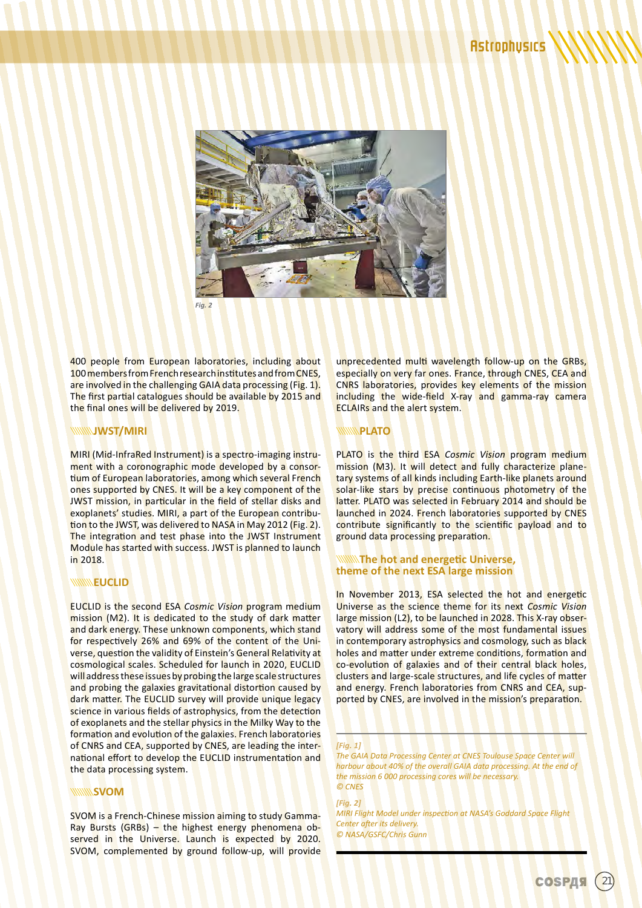Fig. 2

400 people from European laboratories, including about 100 members from French research institutes and from CNES, are involved in the challenging GAIA data processing (Fig. 1). The first partial catalogues should be available by 2015 and the final ones will be delivered by 2019.

## JWST/MIRI

MIRI (Mid-InfraRed Instrument) is a spectro-imaging instrument with a coronographic mode developed by a consortium of European laboratories, among which several French ones supported by CNES. It will be a key component of the JWST mission, in particular in the field of stellar disks and exoplanets' studies. MIRI, a part of the European contribution to the JWST, was delivered to NASA in May 2012 (Fig. 2). The integration and test phase into the JWST Instrument Module has started with success. JWST is planned to launch in 2018.

## EUCLID

EUCLID is the second ESA *Cosmic Vision* program medium mission (M2). It is dedicated to the study of dark matter and dark energy. These unknown components, which stand for respectively 26% and 69% of the content of the Universe, question the validity of Einstein's General Relativity at cosmological scales. Scheduled for launch in 2020, EUCLID will address these issues by probing the large scale structures and probing the galaxies gravitational distortion caused by dark matter. The EUCLID survey will provide unique legacy science in various fields of astrophysics, from the detection of exoplanets and the stellar physics in the Milky Way to the formation and evolution of the galaxies. French laboratories of CNRS and CEA, supported by CNES, are leading the international effort to develop the EUCLID instrumentation and the data processing system.

## SVOM

SVOM is a French-Chinese mission aiming to study Gamma-Ray Bursts (GRBs) – the highest energy phenomena observed in the Universe. Launch is expected by 2020. SVOM, complemented by ground follow-up, will provide unprecedented multi wavelength follow-up on the GRBs, especially on very far ones. France, through CNES, CEA and CNRS laboratories, provides key elements of the mission including the wide-field X-ray and gamma-ray camera ECLAIRs and the alert system.

## PLATO

PLATO is the third ESA *Cosmic Vision* program medium mission (M3). It will detect and fully characterize planetary systems of all kinds including Earth-like planets around solar-like stars by precise continuous photometry of the latter. PLATO was selected in February 2014 and should be launched in 2024. French laboratories supported by CNES contribute significantly to the scientific payload and to ground data processing preparation.

## The hot and energetic Universe, theme of the next ESA large mission

In November 2013, ESA selected the hot and energetic Universe as the science theme for its next *Cosmic Vision* large mission (L2), to be launched in 2028. This X-ray observatory will address some of the most fundamental issues in contemporary astrophysics and cosmology, such as black holes and matter under extreme conditions, formation and co-evolution of galaxies and of their central black holes, clusters and large-scale structures, and life cycles of matter and energy. French laboratories from CNRS and CEA, supported by CNES, are involved in the mission's preparation.

*[Fig. 1]*
*The GAIA Data Processing Center at CNES Toulouse Space Center will harbour about 40% of the overall GAIA data processing. At the end of the mission 6 000 processing cores will be necessary.*
*© CNES*

*[Fig. 2]*
*MIRI Flight Model under inspection at NASA's Goddard Space Flight Center after its delivery.*
*© NASA/GSFC/Chris Gunn*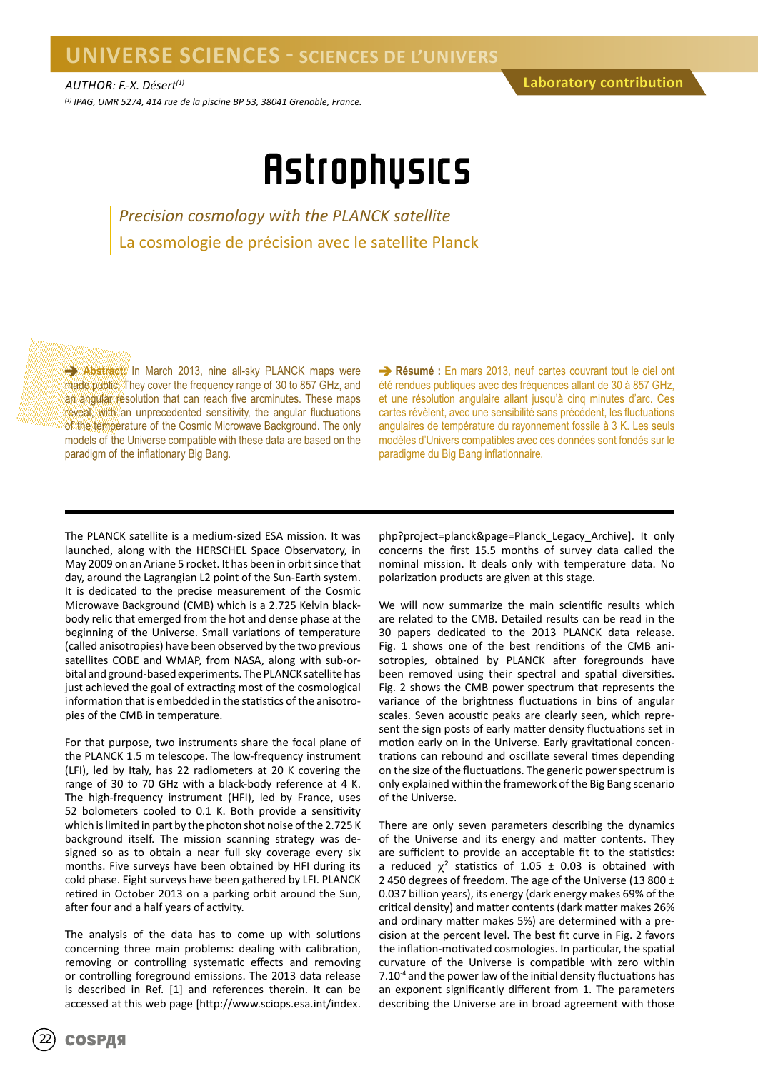# UNIVERSE SCIENCES - SCIENCES DE L'UNIVERS

AUTHOR: F.-X. Désert[(1)]

[(1)] IPAG, UMR 5274, 414 rue de la piscine BP 53, 38041 Grenoble, France.

Laboratory contribution

# Astrophysics

## *Precision cosmology with the PLANCK satellite*

## La cosmologie de précision avec le satellite Planck

➔ **Abstract:** In March 2013, nine all-sky PLANCK maps were made public. They cover the frequency range of 30 to 857 GHz, and an angular resolution that can reach five arcminutes. These maps reveal, with an unprecedented sensitivity, the angular fluctuations of the temperature of the Cosmic Microwave Background. The only models of the Universe compatible with these data are based on the paradigm of the inflationary Big Bang.

➔ **Résumé :** En mars 2013, neuf cartes couvrant tout le ciel ont été rendues publiques avec des fréquences allant de 30 à 857 GHz, et une résolution angulaire allant jusqu'à cinq minutes d'arc. Ces cartes révèlent, avec une sensibilité sans précédent, les fluctuations angulaires de température du rayonnement fossile à 3 K. Les seuls modèles d'Univers compatibles avec ces données sont fondés sur le paradigme du Big Bang inflationnaire.

The PLANCK satellite is a medium-sized ESA mission. It was launched, along with the HERSCHEL Space Observatory, in May 2009 on an Ariane 5 rocket. It has been in orbit since that day, around the Lagrangian L2 point of the Sun-Earth system. It is dedicated to the precise measurement of the Cosmic Microwave Background (CMB) which is a 2.725 Kelvin black-body relic that emerged from the hot and dense phase at the beginning of the Universe. Small variations of temperature (called anisotropies) have been observed by the two previous satellites COBE and WMAP, from NASA, along with sub-orbital and ground-based experiments. The PLANCK satellite has just achieved the goal of extracting most of the cosmological information that is embedded in the statistics of the anisotropies of the CMB in temperature.

For that purpose, two instruments share the focal plane of the PLANCK 1.5 m telescope. The low-frequency instrument (LFI), led by Italy, has 22 radiometers at 20 K covering the range of 30 to 70 GHz with a black-body reference at 4 K. The high-frequency instrument (HFI), led by France, uses 52 bolometers cooled to 0.1 K. Both provide a sensitivity which is limited in part by the photon shot noise of the 2.725 K background itself. The mission scanning strategy was designed so as to obtain a near full sky coverage every six months. Five surveys have been obtained by HFI during its cold phase. Eight surveys have been gathered by LFI. PLANCK retired in October 2013 on a parking orbit around the Sun, after four and a half years of activity.

The analysis of the data has to come up with solutions concerning three main problems: dealing with calibration, removing or controlling systematic effects and removing or controlling foreground emissions. The 2013 data release is described in Ref. [1] and references therein. It can be accessed at this web page [http://www.sciops.esa.int/index.php?project=planck&page=Planck_Legacy_Archive]. It only concerns the first 15.5 months of survey data called the nominal mission. It deals only with temperature data. No polarization products are given at this stage.

We will now summarize the main scientific results which are related to the CMB. Detailed results can be read in the 30 papers dedicated to the 2013 PLANCK data release. Fig. 1 shows one of the best renditions of the CMB anisotropies, obtained by PLANCK after foregrounds have been removed using their spectral and spatial diversities. Fig. 2 shows the CMB power spectrum that represents the variance of the brightness fluctuations in bins of angular scales. Seven acoustic peaks are clearly seen, which represent the sign posts of early matter density fluctuations set in motion early on in the Universe. Early gravitational concentrations can rebound and oscillate several times depending on the size of the fluctuations. The generic power spectrum is only explained within the framework of the Big Bang scenario of the Universe.

There are only seven parameters describing the dynamics of the Universe and its energy and matter contents. They are sufficient to provide an acceptable fit to the statistics: a reduced $\chi^2$ statistics of 1.05 ± 0.03 is obtained with 2 450 degrees of freedom. The age of the Universe (13 800 ± 0.037 billion years), its energy (dark energy makes 69% of the critical density) and matter contents (dark matter makes 26% and ordinary matter makes 5%) are determined with a precision at the percent level. The best fit curve in Fig. 2 favors the inflation-motivated cosmologies. In particular, the spatial curvature of the Universe is compatible with zero within $7.10^{-4}$ and the power law of the initial density fluctuations has an exponent significantly different from 1. The parameters describing the Universe are in broad agreement with those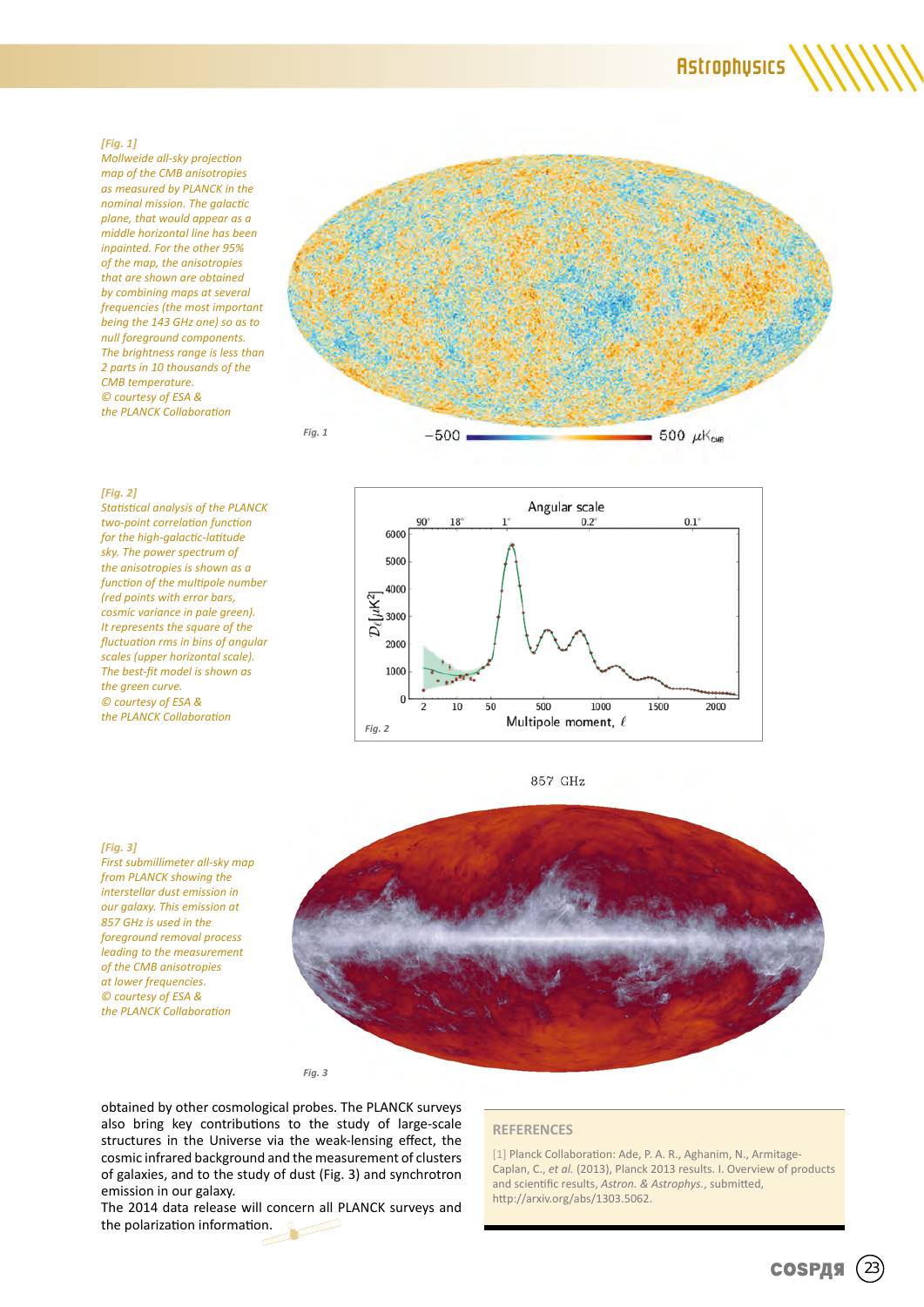[Fig. 1]
*Mollweide all-sky projection map of the CMB anisotropies as measured by PLANCK in the nominal mission. The galactic plane, that would appear as a middle horizontal line has been inpainted. For the other 95% of the map, the anisotropies that are shown are obtained by combining maps at several frequencies (the most important being the 143 GHz one) so as to null foreground components. The brightness range is less than 2 parts in 10 thousands of the CMB temperature.*
*© courtesy of ESA & the PLANCK Collaboration*

*Fig. 1*

[Fig. 2]
*Statistical analysis of the PLANCK two-point correlation function for the high-galactic-latitude sky. The power spectrum of the anisotropies is shown as a function of the multipole number (red points with error bars, cosmic variance in pale green). It represents the square of the fluctuation rms in bins of angular scales (upper horizontal scale). The best-fit model is shown as the green curve.*
*© courtesy of ESA & the PLANCK Collaboration*

*Fig. 2*

[Fig. 3]
*First submillimeter all-sky map from PLANCK showing the interstellar dust emission in our galaxy. This emission at 857 GHz is used in the foreground removal process leading to the measurement of the CMB anisotropies at lower frequencies.*
*© courtesy of ESA & the PLANCK Collaboration*

*Fig. 3*

obtained by other cosmological probes. The PLANCK surveys also bring key contributions to the study of large-scale structures in the Universe via the weak-lensing effect, the cosmic infrared background and the measurement of clusters of galaxies, and to the study of dust (Fig. 3) and synchrotron emission in our galaxy.
The 2014 data release will concern all PLANCK surveys and the polarization information.

## REFERENCES

[1] Planck Collaboration: Ade, P. A. R., Aghanim, N., Armitage-Caplan, C., *et al.* (2013), Planck 2013 results. I. Overview of products and scientific results, *Astron. & Astrophys.*, submitted, http://arxiv.org/abs/1303.5062.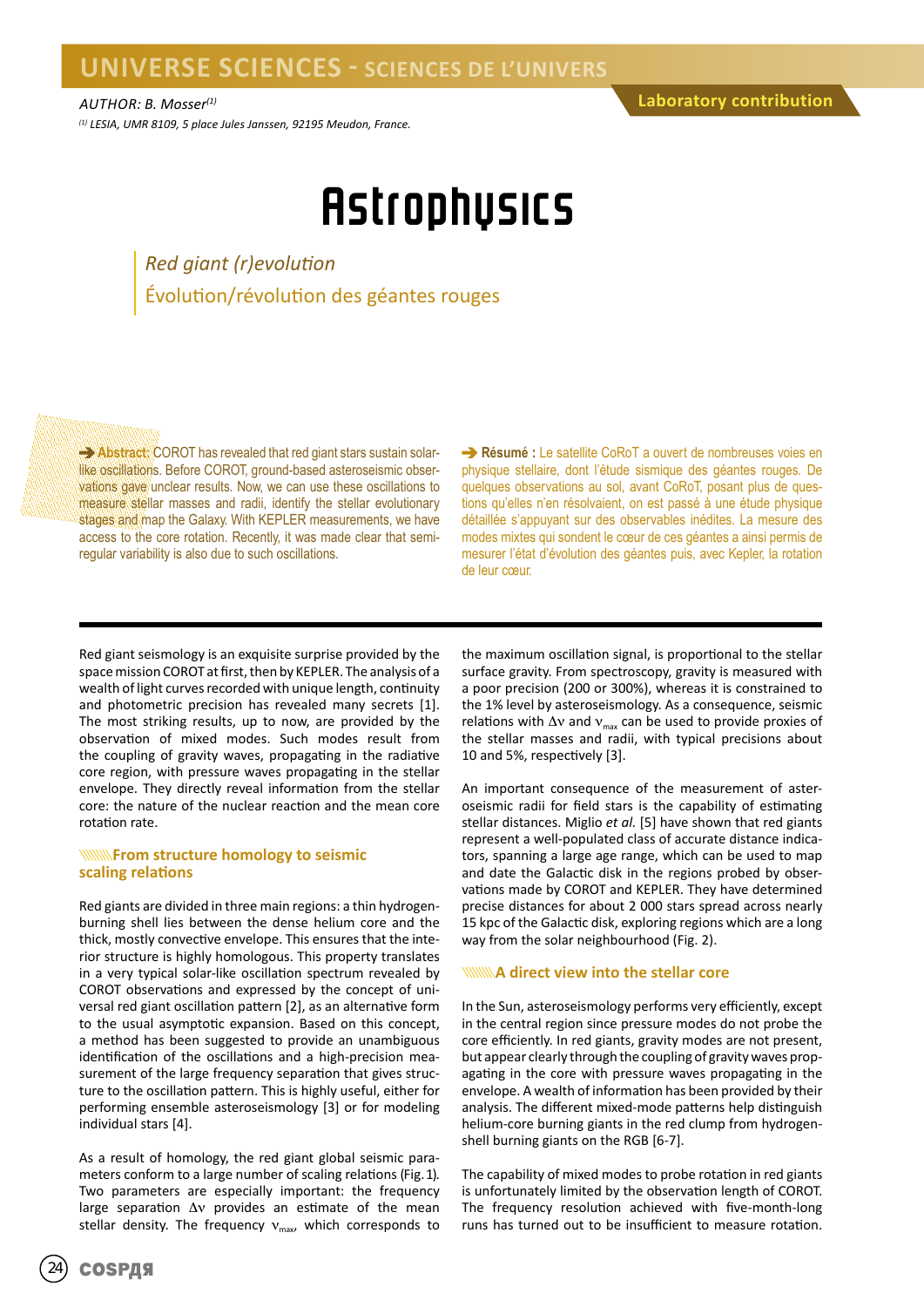# UNIVERSE SCIENCES - SCIENCES DE L'UNIVERS

AUTHOR: B. Mosser[1]

[1] LESIA, UMR 8109, 5 place Jules Janssen, 92195 Meudon, France.

Laboratory contribution

# Astrophysics

*Red giant (r)evolution*

Évolution/révolution des géantes rouges

➔ **Abstract:** COROT has revealed that red giant stars sustain solar-like oscillations. Before COROT, ground-based asteroseismic observations gave unclear results. Now, we can use these oscillations to measure stellar masses and radii, identify the stellar evolutionary stages and map the Galaxy. With KEPLER measurements, we have access to the core rotation. Recently, it was made clear that semi-regular variability is also due to such oscillations.

➔ **Résumé :** Le satellite CoRoT a ouvert de nombreuses voies en physique stellaire, dont l'étude sismique des géantes rouges. De quelques observations au sol, avant CoRoT, posant plus de questions qu'elles n'en résolvaient, on est passé à une étude physique détaillée s'appuyant sur des observables inédites. La mesure des modes mixtes qui sondent le cœur de ces géantes a ainsi permis de mesurer l'état d'évolution des géantes puis, avec Kepler, la rotation de leur cœur.

Red giant seismology is an exquisite surprise provided by the space mission COROT at first, then by KEPLER. The analysis of a wealth of light curves recorded with unique length, continuity and photometric precision has revealed many secrets [1]. The most striking results, up to now, are provided by the observation of mixed modes. Such modes result from the coupling of gravity waves, propagating in the radiative core region, with pressure waves propagating in the stellar envelope. They directly reveal information from the stellar core: the nature of the nuclear reaction and the mean core rotation rate.

## From structure homology to seismic scaling relations

Red giants are divided in three main regions: a thin hydrogen-burning shell lies between the dense helium core and the thick, mostly convective envelope. This ensures that the interior structure is highly homologous. This property translates in a very typical solar-like oscillation spectrum revealed by COROT observations and expressed by the concept of universal red giant oscillation pattern [2], as an alternative form to the usual asymptotic expansion. Based on this concept, a method has been suggested to provide an unambiguous identification of the oscillations and a high-precision measurement of the large frequency separation that gives structure to the oscillation pattern. This is highly useful, either for performing ensemble asteroseismology [3] or for modeling individual stars [4].

As a result of homology, the red giant global seismic parameters conform to a large number of scaling relations (Fig. 1). Two parameters are especially important: the frequency large separation $\Delta\nu$ provides an estimate of the mean stellar density. The frequency $\nu_{max}$, which corresponds to the maximum oscillation signal, is proportional to the stellar surface gravity. From spectroscopy, gravity is measured with a poor precision (200 or 300%), whereas it is constrained to the 1% level by asteroseismology. As a consequence, seismic relations with $\Delta\nu$ and $\nu_{max}$ can be used to provide proxies of the stellar masses and radii, with typical precisions about 10 and 5%, respectively [3].

An important consequence of the measurement of asteroseismic radii for field stars is the capability of estimating stellar distances. Miglio *et al.* [5] have shown that red giants represent a well-populated class of accurate distance indicators, spanning a large age range, which can be used to map and date the Galactic disk in the regions probed by observations made by COROT and KEPLER. They have determined precise distances for about 2 000 stars spread across nearly 15 kpc of the Galactic disk, exploring regions which are a long way from the solar neighbourhood (Fig. 2).

## A direct view into the stellar core

In the Sun, asteroseismology performs very efficiently, except in the central region since pressure modes do not probe the core efficiently. In red giants, gravity modes are not present, but appear clearly through the coupling of gravity waves propagating in the core with pressure waves propagating in the envelope. A wealth of information has been provided by their analysis. The different mixed-mode patterns help distinguish helium-core burning giants in the red clump from hydrogen-shell burning giants on the RGB [6-7].

The capability of mixed modes to probe rotation in red giants is unfortunately limited by the observation length of COROT. The frequency resolution achieved with five-month-long runs has turned out to be insufficient to measure rotation.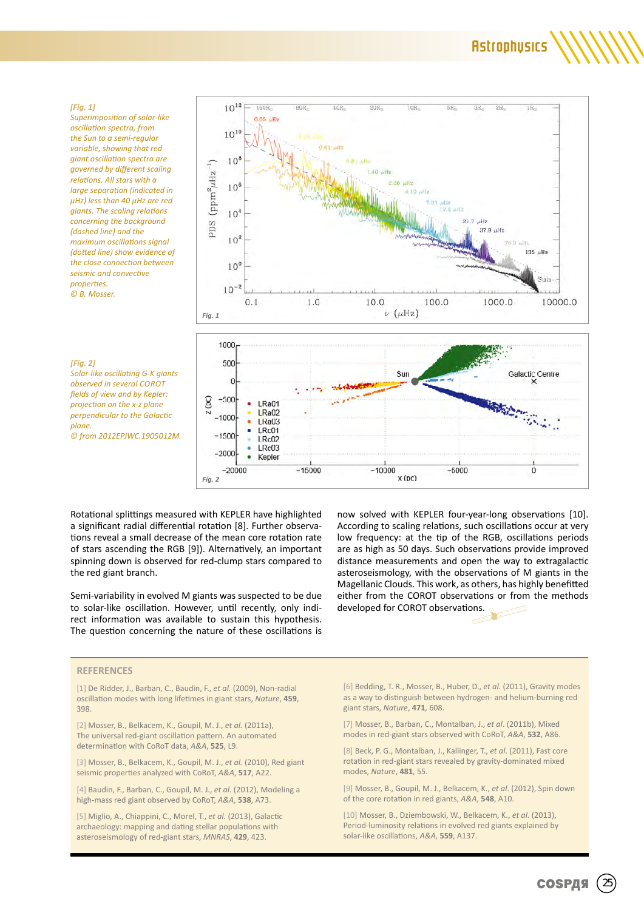*[Fig. 1]*
*Superimposition of solar-like oscillation spectra, from the Sun to a semi-regular variable, showing that red giant oscillation spectra are governed by different scaling relations. All stars with a large separation (indicated in μHz) less than 40 μHz are red giants. The scaling relations concerning the background (dashed line) and the maximum oscillations signal (dotted line) show evidence of the close connection between seismic and convective properties.*
*© B. Mosser.*

*[Fig. 2]*
*Solar-like oscillating G-K giants observed in several COROT fields of view and by Kepler: projection on the x-z plane perpendicular to the Galactic plane.*
*© from 2012EPJWC.1905012M.*

Rotational splittings measured with KEPLER have highlighted a significant radial differential rotation [8]. Further observations reveal a small decrease of the mean core rotation rate of stars ascending the RGB [9]). Alternatively, an important spinning down is observed for red-clump stars compared to the red giant branch.

Semi-variability in evolved M giants was suspected to be due to solar-like oscillation. However, until recently, only indirect information was available to sustain this hypothesis. The question concerning the nature of these oscillations is now solved with KEPLER four-year-long observations [10]. According to scaling relations, such oscillations occur at very low frequency: at the tip of the RGB, oscillations periods are as high as 50 days. Such observations provide improved distance measurements and open the way to extragalactic asteroseismology, with the observations of M giants in the Magellanic Clouds. This work, as others, has highly benefitted either from the COROT observations or from the methods developed for COROT observations.

## REFERENCES

[1] De Ridder, J., Barban, C., Baudin, F., *et al.* (2009), Non-radial oscillation modes with long lifetimes in giant stars, *Nature*, **459**, 398.

[2] Mosser, B., Belkacem, K., Goupil, M. J., *et al.* (2011a), The universal red-giant oscillation pattern. An automated determination with CoRoT data, *A&A*, **525**, L9.

[3] Mosser, B., Belkacem, K., Goupil, M. J., *et al.* (2010), Red giant seismic properties analyzed with CoRoT, *A&A*, **517**, A22.

[4] Baudin, F., Barban, C., Goupil, M. J., *et al.* (2012), Modeling a high-mass red giant observed by CoRoT, *A&A*, **538**, A73.

[5] Miglio, A., Chiappini, C., Morel, T., *et al.* (2013), Galactic archaeology: mapping and dating stellar populations with asteroseismology of red-giant stars, *MNRAS*, **429**, 423.

[6] Bedding, T. R., Mosser, B., Huber, D., *et al.* (2011), Gravity modes as a way to distinguish between hydrogen- and helium-burning red giant stars, *Nature*, **471**, 608.

[7] Mosser, B., Barban, C., Montalban, J., *et al.* (2011b), Mixed modes in red-giant stars observed with CoRoT, *A&A*, **532**, A86.

[8] Beck, P. G., Montalban, J., Kallinger, T., *et al.* (2011), Fast core rotation in red-giant stars revealed by gravity-dominated mixed modes, *Nature*, **481**, 55.

[9] Mosser, B., Goupil, M. J., Belkacem, K., *et al.* (2012), Spin down of the core rotation in red giants, *A&A*, **548**, A10.

[10] Mosser, B., Dziembowski, W., Belkacem, K., *et al.* (2013), Period-luminosity relations in evolved red giants explained by solar-like oscillations, *A&A*, **559**, A137.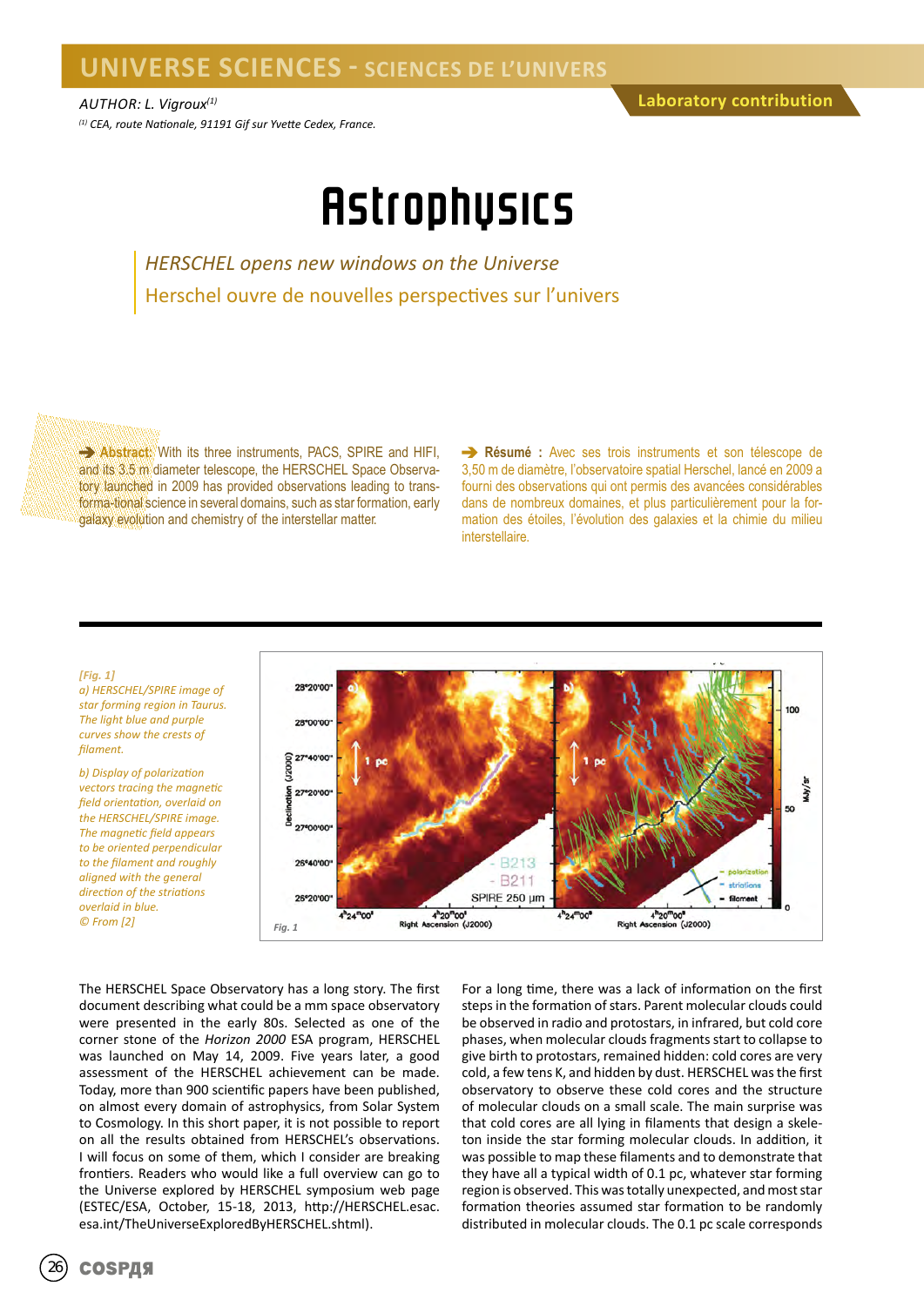# UNIVERSE SCIENCES - SCIENCES DE L'UNIVERS

AUTHOR: L. Vigroux[(1)]

[(1)] CEA, route Nationale, 91191 Gif sur Yvette Cedex, France.

Laboratory contribution

# Astrophysics

*HERSCHEL opens new windows on the Universe*

Herschel ouvre de nouvelles perspectives sur l'univers

➔ **Abstract:** With its three instruments, PACS, SPIRE and HIFI, and its 3.5 m diameter telescope, the HERSCHEL Space Observatory launched in 2009 has provided observations leading to trans-forma-tional science in several domains, such as star formation, early galaxy evolution and chemistry of the interstellar matter.

➔ **Résumé :** Avec ses trois instruments et son télescope de 3,50 m de diamètre, l'observatoire spatial Herschel, lancé en 2009 a fourni des observations qui ont permis des avancées considérables dans de nombreux domaines, et plus particulièrement pour la formation des étoiles, l'évolution des galaxies et la chimie du milieu interstellaire.

*[Fig. 1]*
*a) HERSCHEL/SPIRE image of star forming region in Taurus. The light blue and purple curves show the crests of filament.*

*b) Display of polarization vectors tracing the magnetic field orientation, overlaid on the HERSCHEL/SPIRE image. The magnetic field appears to be oriented perpendicular to the filament and roughly aligned with the general direction of the striations overlaid in blue.*
*© From [2]*

The HERSCHEL Space Observatory has a long story. The first document describing what could be a mm space observatory were presented in the early 80s. Selected as one of the corner stone of the *Horizon 2000* ESA program, HERSCHEL was launched on May 14, 2009. Five years later, a good assessment of the HERSCHEL achievement can be made. Today, more than 900 scientific papers have been published, on almost every domain of astrophysics, from Solar System to Cosmology. In this short paper, it is not possible to report on all the results obtained from HERSCHEL's observations. I will focus on some of them, which I consider are breaking frontiers. Readers who would like a full overview can go to the Universe explored by HERSCHEL symposium web page (ESTEC/ESA, October, 15-18, 2013, http://HERSCHEL.esac.esa.int/TheUniverseExploredByHERSCHEL.shtml).

For a long time, there was a lack of information on the first steps in the formation of stars. Parent molecular clouds could be observed in radio and protostars, in infrared, but cold core phases, when molecular clouds fragments start to collapse to give birth to protostars, remained hidden: cold cores are very cold, a few tens K, and hidden by dust. HERSCHEL was the first observatory to observe these cold cores and the structure of molecular clouds on a small scale. The main surprise was that cold cores are all lying in filaments that design a skeleton inside the star forming molecular clouds. In addition, it was possible to map these filaments and to demonstrate that they have all a typical width of 0.1 pc, whatever star forming region is observed. This was totally unexpected, and most star formation theories assumed star formation to be randomly distributed in molecular clouds. The 0.1 pc scale corresponds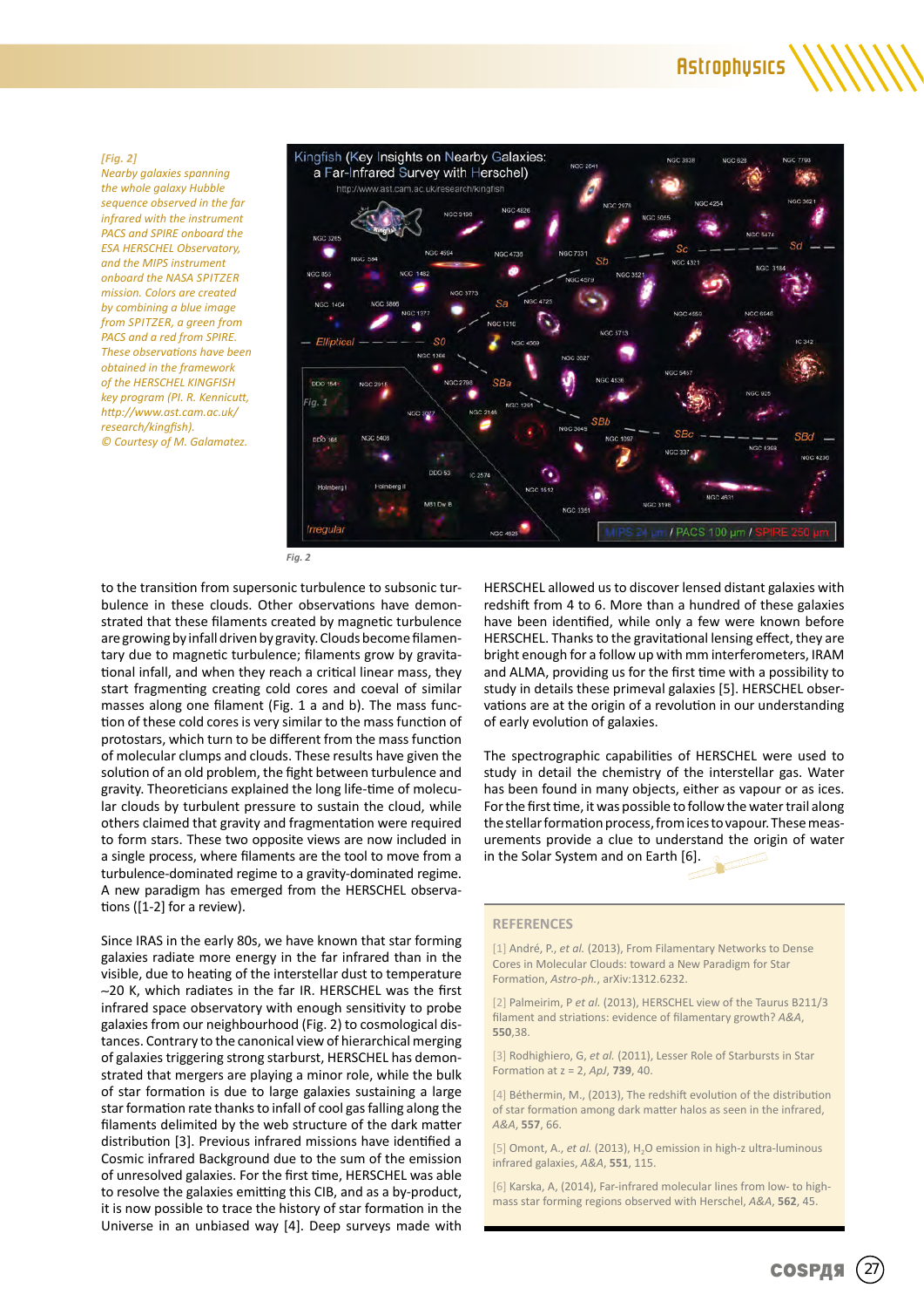*[Fig. 2]*
*Nearby galaxies spanning the whole galaxy Hubble sequence observed in the far infrared with the instrument PACS and SPIRE onboard the ESA HERSCHEL Observatory, and the MIPS instrument onboard the NASA SPITZER mission. Colors are created by combining a blue image from SPITZER, a green from PACS and a red from SPIRE. These observations have been obtained in the framework of the HERSCHEL KINGFISH key program (PI. R. Kennicutt, http://www.ast.cam.ac.uk/research/kingfish).*
*© Courtesy of M. Galamatez.*

*Fig. 2*

to the transition from supersonic turbulence to subsonic turbulence in these clouds. Other observations have demonstrated that these filaments created by magnetic turbulence are growing by infall driven by gravity. Clouds become filamentary due to magnetic turbulence; filaments grow by gravitational infall, and when they reach a critical linear mass, they start fragmenting creating cold cores and coeval of similar masses along one filament (Fig. 1 a and b). The mass function of these cold cores is very similar to the mass function of protostars, which turn to be different from the mass function of molecular clumps and clouds. These results have given the solution of an old problem, the fight between turbulence and gravity. Theoreticians explained the long life-time of molecular clouds by turbulent pressure to sustain the cloud, while others claimed that gravity and fragmentation were required to form stars. These two opposite views are now included in a single process, where filaments are the tool to move from a turbulence-dominated regime to a gravity-dominated regime. A new paradigm has emerged from the HERSCHEL observations ([1-2] for a review).

Since IRAS in the early 80s, we have known that star forming galaxies radiate more energy in the far infrared than in the visible, due to heating of the interstellar dust to temperature ~20 K, which radiates in the far IR. HERSCHEL was the first infrared space observatory with enough sensitivity to probe galaxies from our neighbourhood (Fig. 2) to cosmological distances. Contrary to the canonical view of hierarchical merging of galaxies triggering strong starburst, HERSCHEL has demonstrated that mergers are playing a minor role, while the bulk of star formation is due to large galaxies sustaining a large star formation rate thanks to infall of cool gas falling along the filaments delimited by the web structure of the dark matter distribution [3]. Previous infrared missions have identified a Cosmic infrared Background due to the sum of the emission of unresolved galaxies. For the first time, HERSCHEL was able to resolve the galaxies emitting this CIB, and as a by-product, it is now possible to trace the history of star formation in the Universe in an unbiased way [4]. Deep surveys made with HERSCHEL allowed us to discover lensed distant galaxies with redshift from 4 to 6. More than a hundred of these galaxies have been identified, while only a few were known before HERSCHEL. Thanks to the gravitational lensing effect, they are bright enough for a follow up with mm interferometers, IRAM and ALMA, providing us for the first time with a possibility to study in details these primeval galaxies [5]. HERSCHEL observations are at the origin of a revolution in our understanding of early evolution of galaxies.

The spectrographic capabilities of HERSCHEL were used to study in detail the chemistry of the interstellar gas. Water has been found in many objects, either as vapour or as ices. For the first time, it was possible to follow the water trail along the stellar formation process, from ices to vapour. These measurements provide a clue to understand the origin of water in the Solar System and on Earth [6].

## REFERENCES

[1] André, P., *et al.* (2013), From Filamentary Networks to Dense Cores in Molecular Clouds: toward a New Paradigm for Star Formation, *Astro-ph.*, arXiv:1312.6232.

[2] Palmeirim, P *et al.* (2013), HERSCHEL view of the Taurus B211/3 filament and striations: evidence of filamentary growth? *A&A*, **550**,38.

[3] Rodhighiero, G, *et al.* (2011), Lesser Role of Starbursts in Star Formation at z = 2, *ApJ*, **739**, 40.

[4] Béthermin, M., (2013), The redshift evolution of the distribution of star formation among dark matter halos as seen in the infrared, *A&A*, **557**, 66.

[5] Omont, A., *et al.* (2013), $H_2O$ emission in high-z ultra-luminous infrared galaxies, *A&A*, **551**, 115.

[6] Karska, A, (2014), Far-infrared molecular lines from low- to high-mass star forming regions observed with Herschel, *A&A*, **562**, 45.